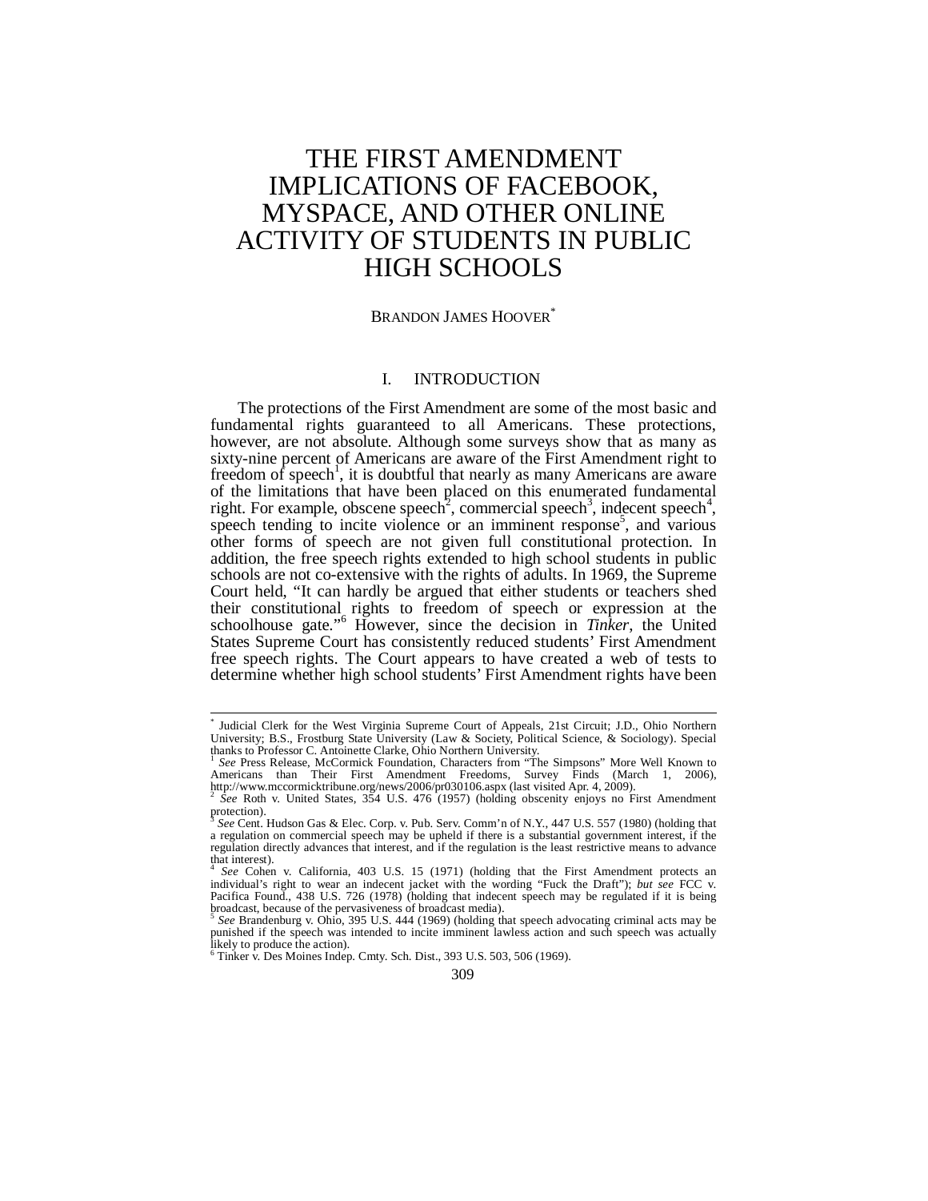# THE FIRST AMENDMENT IMPLICATIONS OF FACEBOOK, MYSPACE, AND OTHER ONLINE ACTIVITY OF STUDENTS IN PUBLIC HIGH SCHOOLS

BRANDON JAMES HOOVER[*]

## I. INTRODUCTION

The protections of the First Amendment are some of the most basic and fundamental rights guaranteed to all Americans. These protections, however, are not absolute. Although some surveys show that as many as sixty-nine percent of Americans are aware of the First Amendment right to freedom of speech[1], it is doubtful that nearly as many Americans are aware of the limitations that have been placed on this enumerated fundamental right. For example, obscene speech[2], commercial speech[3], indecent speech[4], speech tending to incite violence or an imminent response[5], and various other forms of speech are not given full constitutional protection. In addition, the free speech rights extended to high school students in public schools are not co-extensive with the rights of adults. In 1969, the Supreme Court held, "It can hardly be argued that either students or teachers shed their constitutional rights to freedom of speech or expression at the schoolhouse gate."[6] However, since the decision in *Tinker*, the United States Supreme Court has consistently reduced students' First Amendment free speech rights. The Court appears to have created a web of tests to determine whether high school students' First Amendment rights have been

---

[*] Judicial Clerk for the West Virginia Supreme Court of Appeals, 21st Circuit; J.D., Ohio Northern University; B.S., Frostburg State University (Law & Society, Political Science, & Sociology). Special thanks to Professor C. Antoinette Clarke, Ohio Northern University.

[1] *See* Press Release, McCormick Foundation, Characters from "The Simpsons" More Well Known to Americans than Their First Amendment Freedoms, Survey Finds (March 1, 2006), http://www.mccormicktribune.org/news/2006/pr030106.aspx (last visited Apr. 4, 2009).

[2] *See* Roth v. United States, 354 U.S. 476 (1957) (holding obscenity enjoys no First Amendment protection).

[3] *See* Cent. Hudson Gas & Elec. Corp. v. Pub. Serv. Comm'n of N.Y., 447 U.S. 557 (1980) (holding that a regulation on commercial speech may be upheld if there is a substantial government interest, if the regulation directly advances that interest, and if the regulation is the least restrictive means to advance that interest).

[4] *See* Cohen v. California, 403 U.S. 15 (1971) (holding that the First Amendment protects an individual's right to wear an indecent jacket with the wording "Fuck the Draft"); *but see* FCC v. Pacifica Found., 438 U.S. 726 (1978) (holding that indecent speech may be regulated if it is being broadcast, because of the pervasiveness of broadcast media).

[5] *See* Brandenburg v. Ohio, 395 U.S. 444 (1969) (holding that speech advocating criminal acts may be punished if the speech was intended to incite imminent lawless action and such speech was actually likely to produce the action).

[6] Tinker v. Des Moines Indep. Cmty. Sch. Dist., 393 U.S. 503, 506 (1969).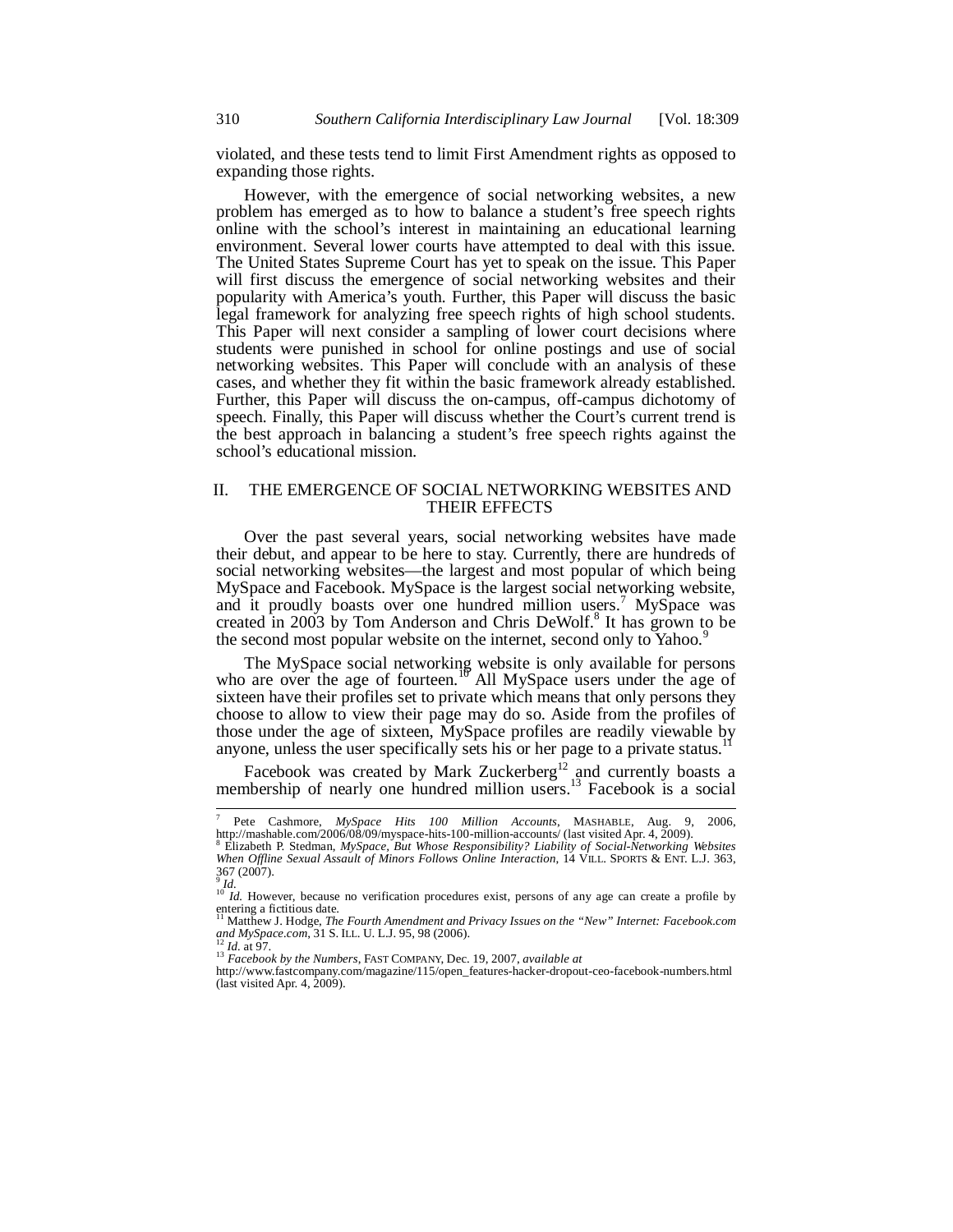violated, and these tests tend to limit First Amendment rights as opposed to expanding those rights.

However, with the emergence of social networking websites, a new problem has emerged as to how to balance a student's free speech rights online with the school's interest in maintaining an educational learning environment. Several lower courts have attempted to deal with this issue. The United States Supreme Court has yet to speak on the issue. This Paper will first discuss the emergence of social networking websites and their popularity with America's youth. Further, this Paper will discuss the basic legal framework for analyzing free speech rights of high school students. This Paper will next consider a sampling of lower court decisions where students were punished in school for online postings and use of social networking websites. This Paper will conclude with an analysis of these cases, and whether they fit within the basic framework already established. Further, this Paper will discuss the on-campus, off-campus dichotomy of speech. Finally, this Paper will discuss whether the Court's current trend is the best approach in balancing a student's free speech rights against the school's educational mission.

## II. THE EMERGENCE OF SOCIAL NETWORKING WEBSITES AND THEIR EFFECTS

Over the past several years, social networking websites have made their debut, and appear to be here to stay. Currently, there are hundreds of social networking websites—the largest and most popular of which being MySpace and Facebook. MySpace is the largest social networking website, and it proudly boasts over one hundred million users.[7] MySpace was created in 2003 by Tom Anderson and Chris DeWolf.[8] It has grown to be the second most popular website on the internet, second only to Yahoo.[9]

The MySpace social networking website is only available for persons who are over the age of fourteen.[10] All MySpace users under the age of sixteen have their profiles set to private which means that only persons they choose to allow to view their page may do so. Aside from the profiles of those under the age of sixteen, MySpace profiles are readily viewable by anyone, unless the user specifically sets his or her page to a private status.[11]

Facebook was created by Mark Zuckerberg[12] and currently boasts a membership of nearly one hundred million users.[13] Facebook is a social

---

[7] Pete Cashmore, *MySpace Hits 100 Million Accounts*, MASHABLE, Aug. 9, 2006, http://mashable.com/2006/08/09/myspace-hits-100-million-accounts/ (last visited Apr. 4, 2009).

[8] Elizabeth P. Stedman, *MySpace, But Whose Responsibility? Liability of Social-Networking Websites When Offline Sexual Assault of Minors Follows Online Interaction*, 14 VILL. SPORTS & ENT. L.J. 363, 367 (2007).

[9] *Id.*

[10] *Id.* However, because no verification procedures exist, persons of any age can create a profile by entering a fictitious date.

[11] Matthew J. Hodge, *The Fourth Amendment and Privacy Issues on the "New" Internet: Facebook.com and MySpace.com*, 31 S. ILL. U. L.J. 95, 98 (2006).

[12] *Id.* at 97.

[13] *Facebook by the Numbers*, FAST COMPANY, Dec. 19, 2007, *available at* http://www.fastcompany.com/magazine/115/open_features-hacker-dropout-ceo-facebook-numbers.html (last visited Apr. 4, 2009).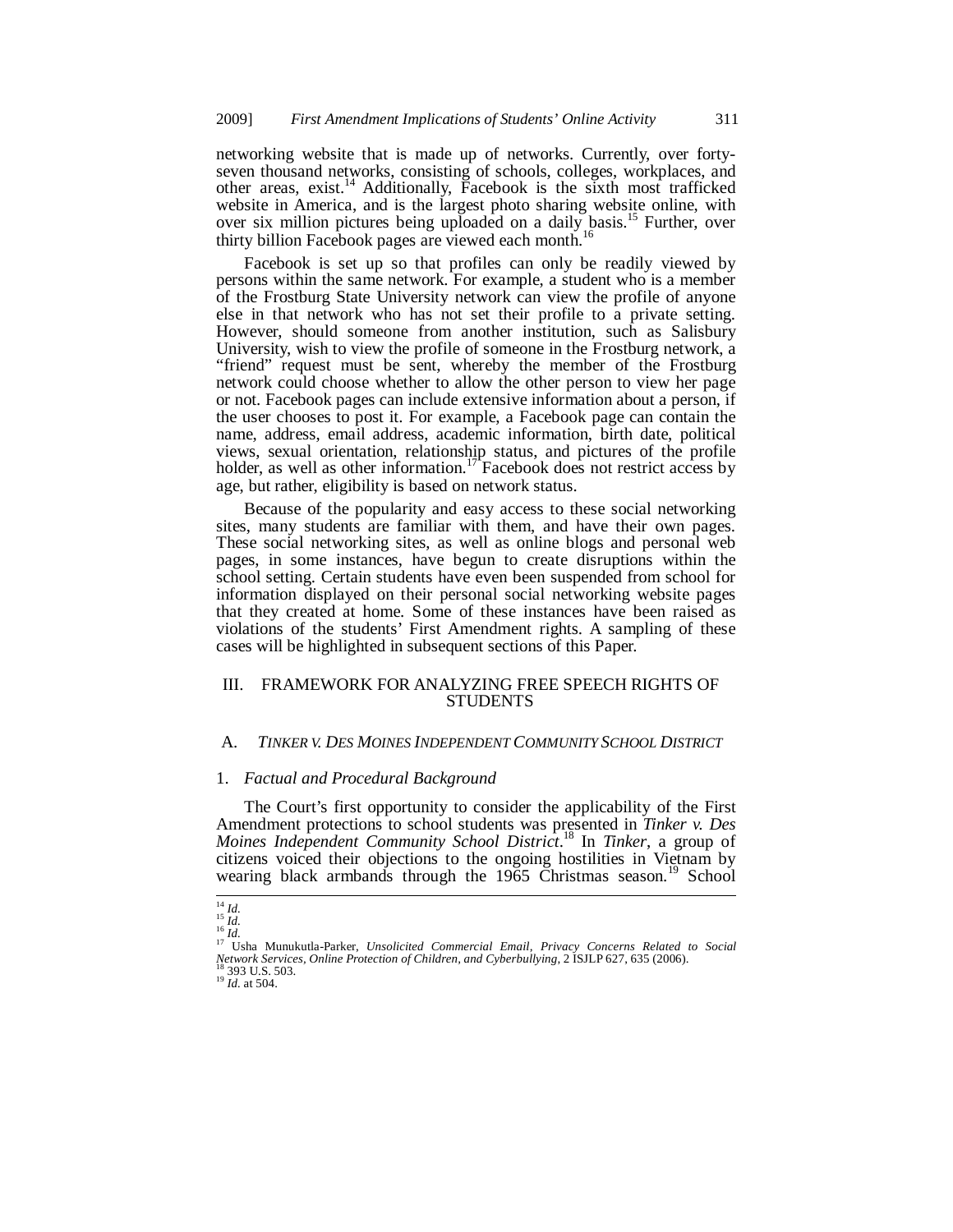networking website that is made up of networks. Currently, over forty-seven thousand networks, consisting of schools, colleges, workplaces, and other areas, exist.[14] Additionally, Facebook is the sixth most trafficked website in America, and is the largest photo sharing website online, with over six million pictures being uploaded on a daily basis.[15] Further, over thirty billion Facebook pages are viewed each month.[16]

Facebook is set up so that profiles can only be readily viewed by persons within the same network. For example, a student who is a member of the Frostburg State University network can view the profile of anyone else in that network who has not set their profile to a private setting. However, should someone from another institution, such as Salisbury University, wish to view the profile of someone in the Frostburg network, a "friend" request must be sent, whereby the member of the Frostburg network could choose whether to allow the other person to view her page or not. Facebook pages can include extensive information about a person, if the user chooses to post it. For example, a Facebook page can contain the name, address, email address, academic information, birth date, political views, sexual orientation, relationship status, and pictures of the profile holder, as well as other information.[17] Facebook does not restrict access by age, but rather, eligibility is based on network status.

Because of the popularity and easy access to these social networking sites, many students are familiar with them, and have their own pages. These social networking sites, as well as online blogs and personal web pages, in some instances, have begun to create disruptions within the school setting. Certain students have even been suspended from school for information displayed on their personal social networking website pages that they created at home. Some of these instances have been raised as violations of the students' First Amendment rights. A sampling of these cases will be highlighted in subsequent sections of this Paper.

## III. FRAMEWORK FOR ANALYZING FREE SPEECH RIGHTS OF STUDENTS

### A. *TINKER V. DES MOINES INDEPENDENT COMMUNITY SCHOOL DISTRICT*

#### 1. *Factual and Procedural Background*

The Court's first opportunity to consider the applicability of the First Amendment protections to school students was presented in *Tinker v. Des Moines Independent Community School District*.[18] In *Tinker*, a group of citizens voiced their objections to the ongoing hostilities in Vietnam by wearing black armbands through the 1965 Christmas season.[19] School

---

[14] *Id.*
[15] *Id.*
[16] *Id.*
[17] Usha Munukutla-Parker, *Unsolicited Commercial Email, Privacy Concerns Related to Social Network Services, Online Protection of Children, and Cyberbullying*, 2 ISJLP 627, 635 (2006).
[18] 393 U.S. 503.
[19] *Id.* at 504.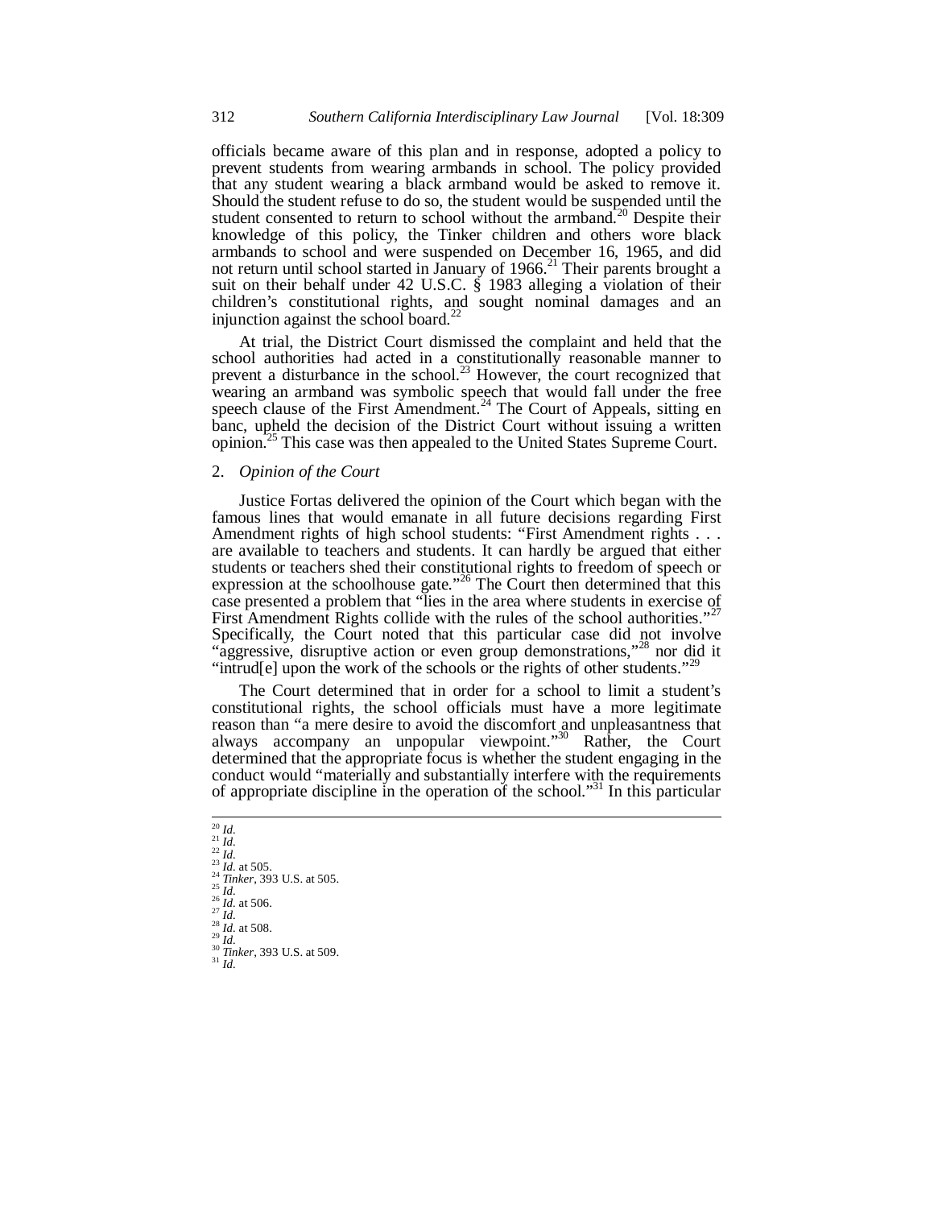officials became aware of this plan and in response, adopted a policy to prevent students from wearing armbands in school. The policy provided that any student wearing a black armband would be asked to remove it. Should the student refuse to do so, the student would be suspended until the student consented to return to school without the armband.[20] Despite their knowledge of this policy, the Tinker children and others wore black armbands to school and were suspended on December 16, 1965, and did not return until school started in January of 1966.[21] Their parents brought a suit on their behalf under 42 U.S.C. § 1983 alleging a violation of their children's constitutional rights, and sought nominal damages and an injunction against the school board.[22]

At trial, the District Court dismissed the complaint and held that the school authorities had acted in a constitutionally reasonable manner to prevent a disturbance in the school.[23] However, the court recognized that wearing an armband was symbolic speech that would fall under the free speech clause of the First Amendment.[24] The Court of Appeals, sitting en banc, upheld the decision of the District Court without issuing a written opinion.[25] This case was then appealed to the United States Supreme Court.

2. *Opinion of the Court*

Justice Fortas delivered the opinion of the Court which began with the famous lines that would emanate in all future decisions regarding First Amendment rights of high school students: "First Amendment rights . . . are available to teachers and students. It can hardly be argued that either students or teachers shed their constitutional rights to freedom of speech or expression at the schoolhouse gate."[26] The Court then determined that this case presented a problem that "lies in the area where students in exercise of First Amendment Rights collide with the rules of the school authorities."[27] Specifically, the Court noted that this particular case did not involve "aggressive, disruptive action or even group demonstrations,"[28] nor did it "intrud[e] upon the work of the schools or the rights of other students."[29]

The Court determined that in order for a school to limit a student's constitutional rights, the school officials must have a more legitimate reason than "a mere desire to avoid the discomfort and unpleasantness that always accompany an unpopular viewpoint."[30] Rather, the Court determined that the appropriate focus is whether the student engaging in the conduct would "materially and substantially interfere with the requirements of appropriate discipline in the operation of the school."[31] In this particular

---

[20] *Id.*
[21] *Id.*
[22] *Id.*
[23] *Id.* at 505.
[24] *Tinker*, 393 U.S. at 505.
[25] *Id.*
[26] *Id.* at 506.
[27] *Id.*
[28] *Id.* at 508.
[29] *Id.*
[30] *Tinker*, 393 U.S. at 509.
[31] *Id.*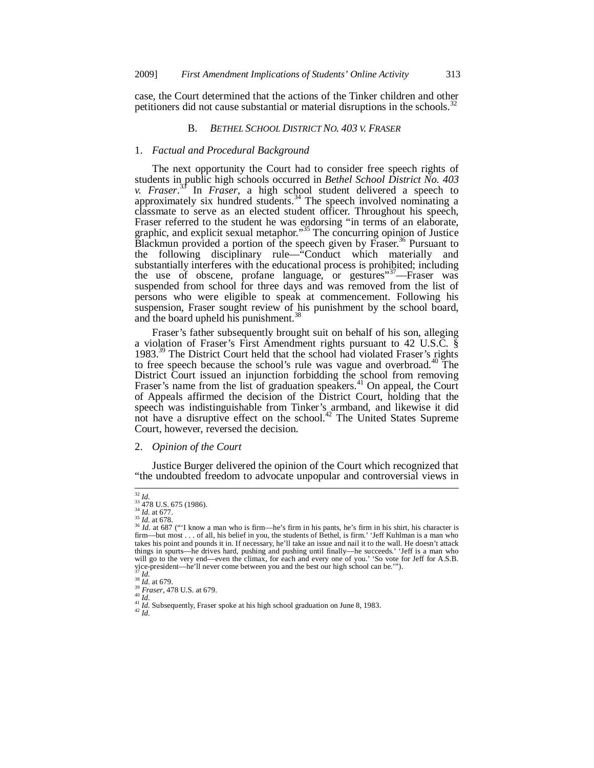case, the Court determined that the actions of the Tinker children and other petitioners did not cause substantial or material disruptions in the schools.[32]

### B. *BETHEL SCHOOL DISTRICT NO. 403 V. FRASER*

#### 1. *Factual and Procedural Background*

The next opportunity the Court had to consider free speech rights of students in public high schools occurred in *Bethel School District No. 403 v. Fraser*.[33] In *Fraser*, a high school student delivered a speech to approximately six hundred students.[34] The speech involved nominating a classmate to serve as an elected student officer. Throughout his speech, Fraser referred to the student he was endorsing "in terms of an elaborate, graphic, and explicit sexual metaphor."[35] The concurring opinion of Justice Blackmun provided a portion of the speech given by Fraser.[36] Pursuant to the following disciplinary rule—"Conduct which materially and substantially interferes with the educational process is prohibited; including the use of obscene, profane language, or gestures"[37]—Fraser was suspended from school for three days and was removed from the list of persons who were eligible to speak at commencement. Following his suspension, Fraser sought review of his punishment by the school board, and the board upheld his punishment.[38]

Fraser's father subsequently brought suit on behalf of his son, alleging a violation of Fraser's First Amendment rights pursuant to 42 U.S.C. § 1983.[39] The District Court held that the school had violated Fraser's rights to free speech because the school's rule was vague and overbroad.[40] The District Court issued an injunction forbidding the school from removing Fraser's name from the list of graduation speakers.[41] On appeal, the Court of Appeals affirmed the decision of the District Court, holding that the speech was indistinguishable from Tinker's armband, and likewise it did not have a disruptive effect on the school.[42] The United States Supreme Court, however, reversed the decision.

#### 2. *Opinion of the Court*

Justice Burger delivered the opinion of the Court which recognized that "the undoubted freedom to advocate unpopular and controversial views in

---

[32] *Id.*
[33] 478 U.S. 675 (1986).
[34] *Id.* at 677.
[35] *Id.* at 678.
[36] *Id.* at 687 ("'I know a man who is firm—he's firm in his pants, he's firm in his shirt, his character is firm—but most . . . of all, his belief in you, the students of Bethel, is firm.' 'Jeff Kuhlman is a man who takes his point and pounds it in. If necessary, he'll take an issue and nail it to the wall. He doesn't attack things in spurts—he drives hard, pushing and pushing until finally—he succeeds.' 'Jeff is a man who will go to the very end—even the climax, for each and every one of you.' 'So vote for Jeff for A.S.B. vice-president—he'll never come between you and the best our high school can be.'").
[37] *Id.*
[38] *Id.* at 679.
[39] *Fraser*, 478 U.S. at 679.
[40] *Id.*
[41] *Id.* Subsequently, Fraser spoke at his high school graduation on June 8, 1983.
[42] *Id.*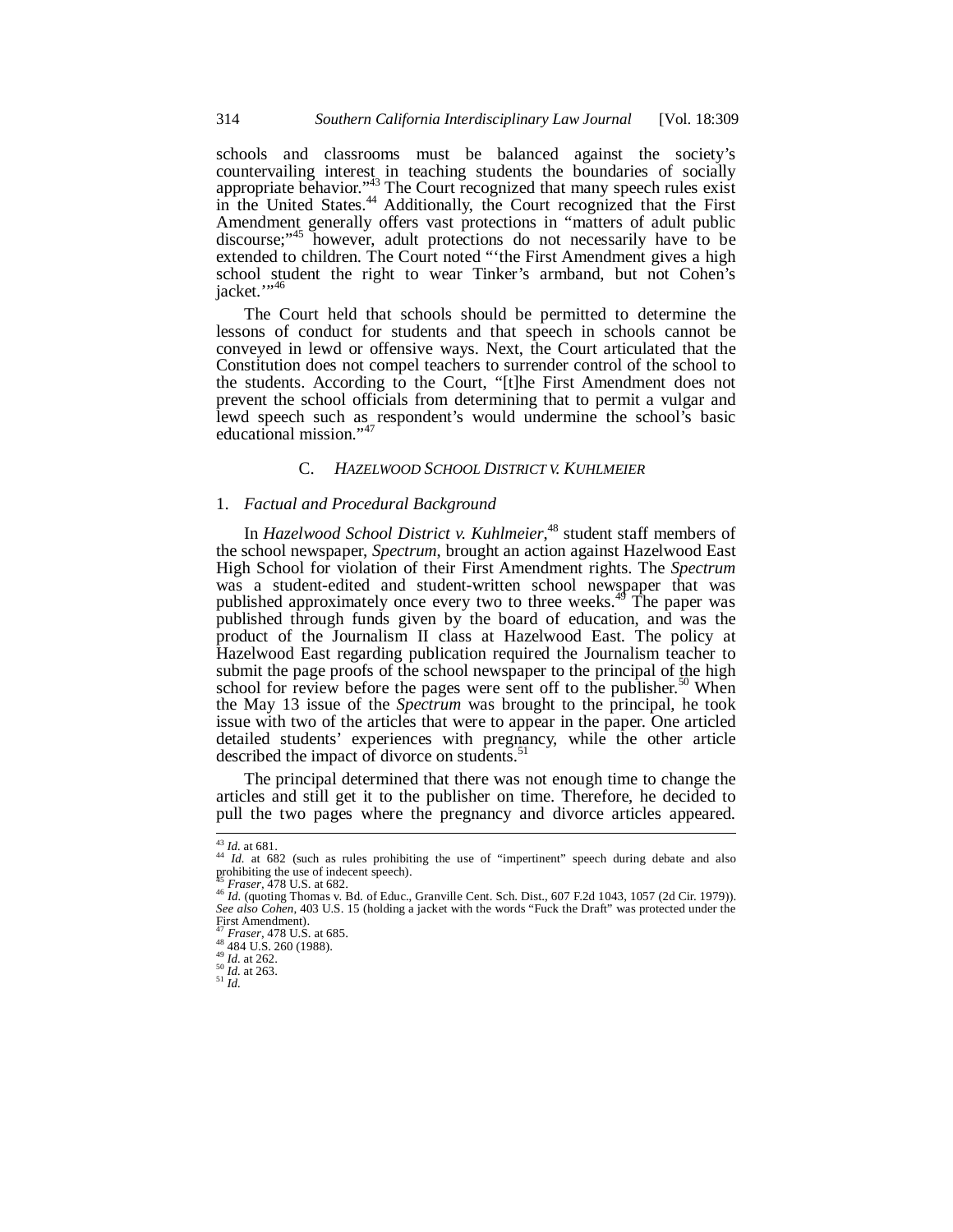schools and classrooms must be balanced against the society's countervailing interest in teaching students the boundaries of socially appropriate behavior."[43] The Court recognized that many speech rules exist in the United States.[44] Additionally, the Court recognized that the First Amendment generally offers vast protections in "matters of adult public discourse;"[45] however, adult protections do not necessarily have to be extended to children. The Court noted "'the First Amendment gives a high school student the right to wear Tinker's armband, but not Cohen's jacket.'"[46]

The Court held that schools should be permitted to determine the lessons of conduct for students and that speech in schools cannot be conveyed in lewd or offensive ways. Next, the Court articulated that the Constitution does not compel teachers to surrender control of the school to the students. According to the Court, "[t]he First Amendment does not prevent the school officials from determining that to permit a vulgar and lewd speech such as respondent's would undermine the school's basic educational mission."[47]

### C. *HAZELWOOD SCHOOL DISTRICT V. KUHLMEIER*

#### 1. *Factual and Procedural Background*

In *Hazelwood School District v. Kuhlmeier*,[48] student staff members of the school newspaper, *Spectrum*, brought an action against Hazelwood East High School for violation of their First Amendment rights. The *Spectrum* was a student-edited and student-written school newspaper that was published approximately once every two to three weeks.[49] The paper was published through funds given by the board of education, and was the product of the Journalism II class at Hazelwood East. The policy at Hazelwood East regarding publication required the Journalism teacher to submit the page proofs of the school newspaper to the principal of the high school for review before the pages were sent off to the publisher.[50] When the May 13 issue of the *Spectrum* was brought to the principal, he took issue with two of the articles that were to appear in the paper. One articled detailed students' experiences with pregnancy, while the other article described the impact of divorce on students.[51]

The principal determined that there was not enough time to change the articles and still get it to the publisher on time. Therefore, he decided to pull the two pages where the pregnancy and divorce articles appeared.

---

[43] *Id.* at 681.

[44] *Id.* at 682 (such as rules prohibiting the use of "impertinent" speech during debate and also prohibiting the use of indecent speech).

[45] *Fraser*, 478 U.S. at 682.

[46] *Id.* (quoting Thomas v. Bd. of Educ., Granville Cent. Sch. Dist., 607 F.2d 1043, 1057 (2d Cir. 1979)). *See also Cohen*, 403 U.S. 15 (holding a jacket with the words "Fuck the Draft" was protected under the First Amendment).

[47] *Fraser*, 478 U.S. at 685.

[48] 484 U.S. 260 (1988).

[49] *Id.* at 262.

[50] *Id.* at 263.

[51] *Id.*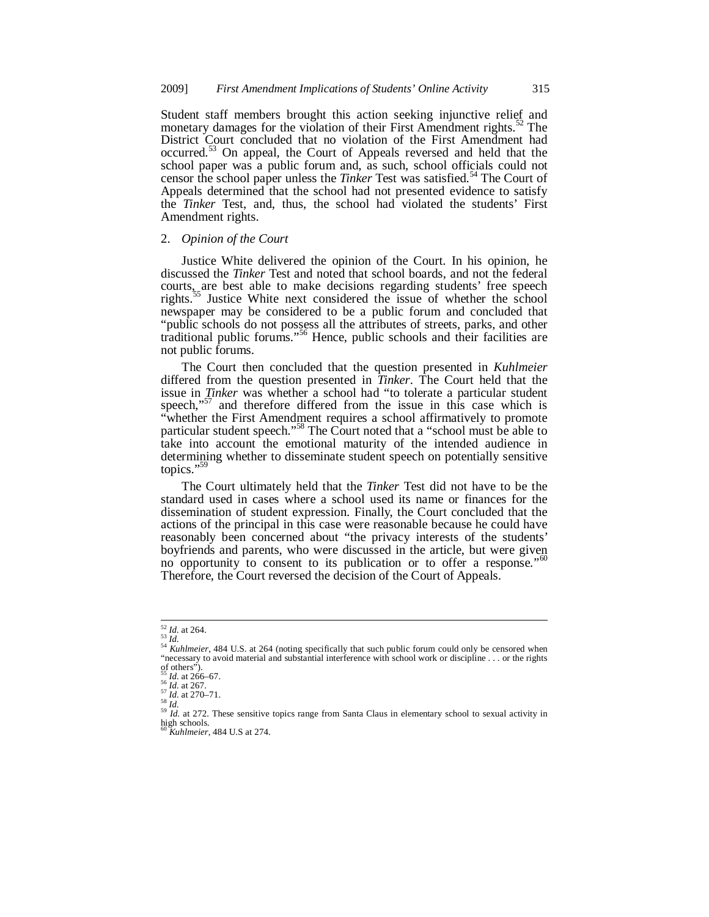Student staff members brought this action seeking injunctive relief and monetary damages for the violation of their First Amendment rights.[52] The District Court concluded that no violation of the First Amendment had occurred.[53] On appeal, the Court of Appeals reversed and held that the school paper was a public forum and, as such, school officials could not censor the school paper unless the *Tinker* Test was satisfied.[54] The Court of Appeals determined that the school had not presented evidence to satisfy the *Tinker* Test, and, thus, the school had violated the students' First Amendment rights.

### 2. *Opinion of the Court*

Justice White delivered the opinion of the Court. In his opinion, he discussed the *Tinker* Test and noted that school boards, and not the federal courts, are best able to make decisions regarding students' free speech rights.[55] Justice White next considered the issue of whether the school newspaper may be considered to be a public forum and concluded that "public schools do not possess all the attributes of streets, parks, and other traditional public forums."[56] Hence, public schools and their facilities are not public forums.

The Court then concluded that the question presented in *Kuhlmeier* differed from the question presented in *Tinker*. The Court held that the issue in *Tinker* was whether a school had "to tolerate a particular student speech,"[57] and therefore differed from the issue in this case which is "whether the First Amendment requires a school affirmatively to promote particular student speech."[58] The Court noted that a "school must be able to take into account the emotional maturity of the intended audience in determining whether to disseminate student speech on potentially sensitive topics."[59]

The Court ultimately held that the *Tinker* Test did not have to be the standard used in cases where a school used its name or finances for the dissemination of student expression. Finally, the Court concluded that the actions of the principal in this case were reasonable because he could have reasonably been concerned about "the privacy interests of the students' boyfriends and parents, who were discussed in the article, but were given no opportunity to consent to its publication or to offer a response."[60] Therefore, the Court reversed the decision of the Court of Appeals.

---

[52] *Id.* at 264.
[53] *Id.*
[54] *Kuhlmeier*, 484 U.S. at 264 (noting specifically that such public forum could only be censored when "necessary to avoid material and substantial interference with school work or discipline . . . or the rights of others").
[55] *Id.* at 266–67.
[56] *Id.* at 267.
[57] *Id.* at 270–71.
[58] *Id.*
[59] *Id.* at 272. These sensitive topics range from Santa Claus in elementary school to sexual activity in high schools.
[60] *Kuhlmeier*, 484 U.S at 274.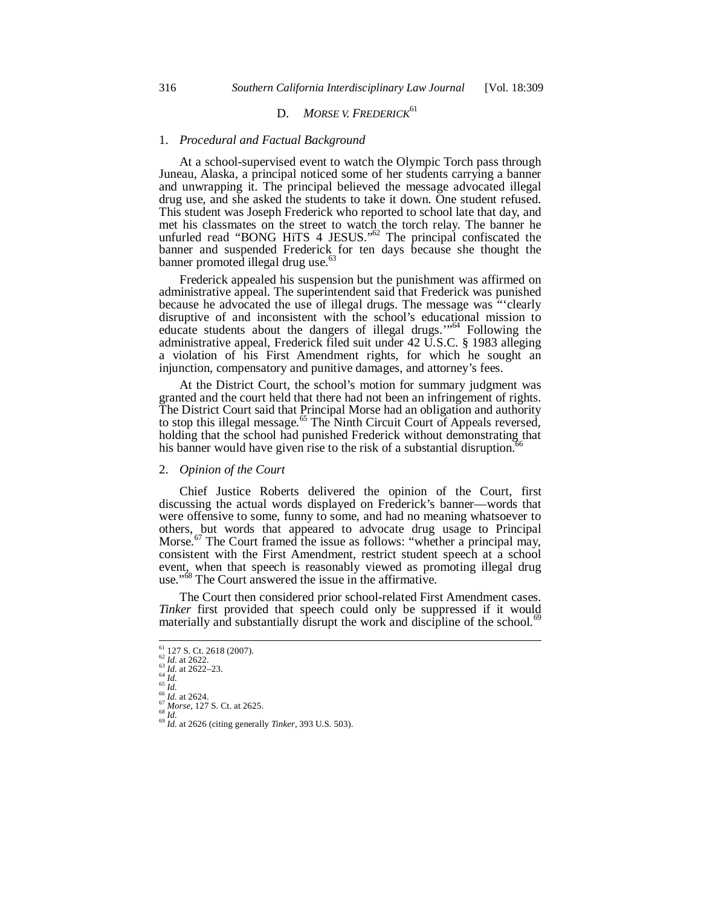### D. *MORSE V. FREDERICK*[61]

#### 1. *Procedural and Factual Background*

At a school-supervised event to watch the Olympic Torch pass through Juneau, Alaska, a principal noticed some of her students carrying a banner and unwrapping it. The principal believed the message advocated illegal drug use, and she asked the students to take it down. One student refused. This student was Joseph Frederick who reported to school late that day, and met his classmates on the street to watch the torch relay. The banner he unfurled read "BONG HiTS 4 JESUS."[62] The principal confiscated the banner and suspended Frederick for ten days because she thought the banner promoted illegal drug use.[63]

Frederick appealed his suspension but the punishment was affirmed on administrative appeal. The superintendent said that Frederick was punished because he advocated the use of illegal drugs. The message was "'clearly disruptive of and inconsistent with the school's educational mission to educate students about the dangers of illegal drugs.'"[64] Following the administrative appeal, Frederick filed suit under 42 U.S.C. § 1983 alleging a violation of his First Amendment rights, for which he sought an injunction, compensatory and punitive damages, and attorney's fees.

At the District Court, the school's motion for summary judgment was granted and the court held that there had not been an infringement of rights. The District Court said that Principal Morse had an obligation and authority to stop this illegal message.[65] The Ninth Circuit Court of Appeals reversed, holding that the school had punished Frederick without demonstrating that his banner would have given rise to the risk of a substantial disruption.[66]

#### 2. *Opinion of the Court*

Chief Justice Roberts delivered the opinion of the Court, first discussing the actual words displayed on Frederick's banner—words that were offensive to some, funny to some, and had no meaning whatsoever to others, but words that appeared to advocate drug usage to Principal Morse.[67] The Court framed the issue as follows: "whether a principal may, consistent with the First Amendment, restrict student speech at a school event, when that speech is reasonably viewed as promoting illegal drug use."[68] The Court answered the issue in the affirmative.

The Court then considered prior school-related First Amendment cases. *Tinker* first provided that speech could only be suppressed if it would materially and substantially disrupt the work and discipline of the school.[69]

---

[61] 127 S. Ct. 2618 (2007).
[62] *Id.* at 2622.
[63] *Id.* at 2622–23.
[64] *Id.*
[65] *Id.*
[66] *Id.* at 2624.
[67] *Morse*, 127 S. Ct. at 2625.
[68] *Id.*
[69] *Id.* at 2626 (citing generally *Tinker*, 393 U.S. 503).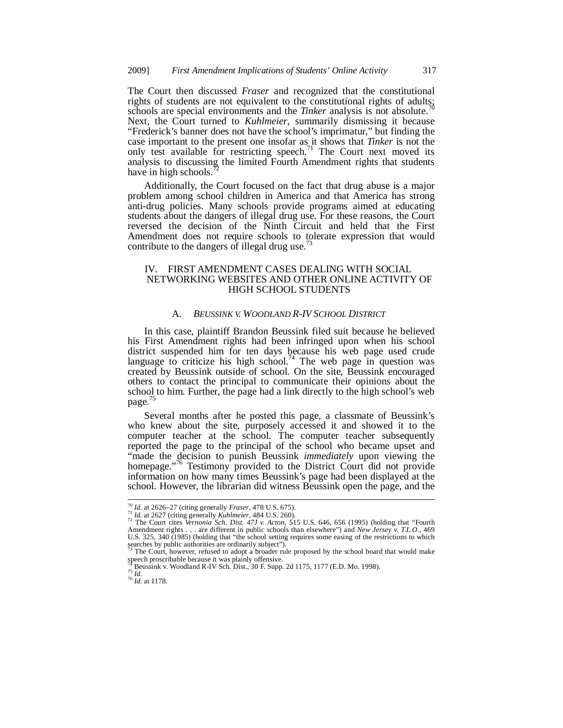The Court then discussed *Fraser* and recognized that the constitutional rights of students are not equivalent to the constitutional rights of adults; schools are special environments and the *Tinker* analysis is not absolute.[70] Next, the Court turned to *Kuhlmeier*, summarily dismissing it because "Frederick's banner does not have the school's imprimatur," but finding the case important to the present one insofar as it shows that *Tinker* is not the only test available for restricting speech.[71] The Court next moved its analysis to discussing the limited Fourth Amendment rights that students have in high schools.[72]

Additionally, the Court focused on the fact that drug abuse is a major problem among school children in America and that America has strong anti-drug policies. Many schools provide programs aimed at educating students about the dangers of illegal drug use. For these reasons, the Court reversed the decision of the Ninth Circuit and held that the First Amendment does not require schools to tolerate expression that would contribute to the dangers of illegal drug use.[73]

## IV. FIRST AMENDMENT CASES DEALING WITH SOCIAL NETWORKING WEBSITES AND OTHER ONLINE ACTIVITY OF HIGH SCHOOL STUDENTS

### A. *BEUSSINK V. WOODLAND R-IV SCHOOL DISTRICT*

In this case, plaintiff Brandon Beussink filed suit because he believed his First Amendment rights had been infringed upon when his school district suspended him for ten days because his web page used crude language to criticize his high school.[74] The web page in question was created by Beussink outside of school. On the site, Beussink encouraged others to contact the principal to communicate their opinions about the school to him. Further, the page had a link directly to the high school's web page.[75]

Several months after he posted this page, a classmate of Beussink's who knew about the site, purposely accessed it and showed it to the computer teacher at the school. The computer teacher subsequently reported the page to the principal of the school who became upset and "made the decision to punish Beussink *immediately* upon viewing the homepage."[76] Testimony provided to the District Court did not provide information on how many times Beussink's page had been displayed at the school. However, the librarian did witness Beussink open the page, and the

---

[70] *Id.* at 2626–27 (citing generally *Fraser*, 478 U.S. 675).

[71] *Id.* at 2627 (citing generally *Kuhlmeier*, 484 U.S. 260).

[72] The Court cites *Vernonia Sch. Dist. 47J v. Acton*, 515 U.S. 646, 656 (1995) (holding that "Fourth Amendment rights . . . are different in public schools than elsewhere") and *New Jersey v. T.L.O.*, 469 U.S. 325, 340 (1985) (holding that "the school setting requires some easing of the restrictions to which searches by public authorities are ordinarily subject").

[73] The Court, however, refused to adopt a broader rule proposed by the school board that would make speech proscribable because it was plainly offensive.

[74] Beussink v. Woodland R-IV Sch. Dist., 30 F. Supp. 2d 1175, 1177 (E.D. Mo. 1998).

[75] *Id.*

[76] *Id.* at 1178.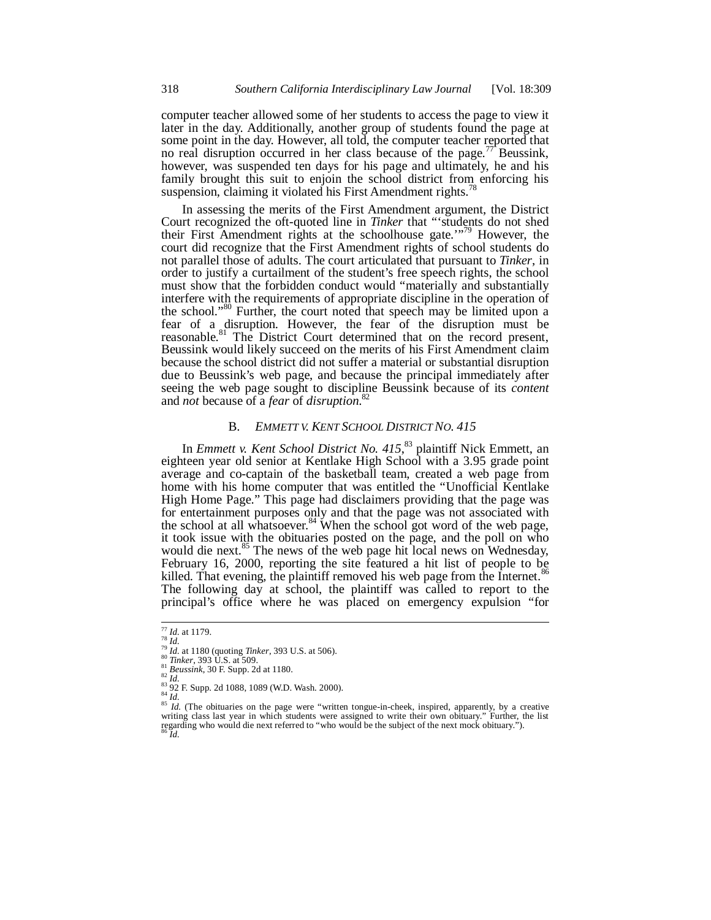computer teacher allowed some of her students to access the page to view it later in the day. Additionally, another group of students found the page at some point in the day. However, all told, the computer teacher reported that no real disruption occurred in her class because of the page.[77] Beussink, however, was suspended ten days for his page and ultimately, he and his family brought this suit to enjoin the school district from enforcing his suspension, claiming it violated his First Amendment rights.[78]

In assessing the merits of the First Amendment argument, the District Court recognized the oft-quoted line in *Tinker* that "'students do not shed their First Amendment rights at the schoolhouse gate.'"[79] However, the court did recognize that the First Amendment rights of school students do not parallel those of adults. The court articulated that pursuant to *Tinker*, in order to justify a curtailment of the student's free speech rights, the school must show that the forbidden conduct would "materially and substantially interfere with the requirements of appropriate discipline in the operation of the school."[80] Further, the court noted that speech may be limited upon a fear of a disruption. However, the fear of the disruption must be reasonable.[81] The District Court determined that on the record present, Beussink would likely succeed on the merits of his First Amendment claim because the school district did not suffer a material or substantial disruption due to Beussink's web page, and because the principal immediately after seeing the web page sought to discipline Beussink because of its *content* and *not* because of a *fear* of *disruption*.[82]

### B. *EMMETT V. KENT SCHOOL DISTRICT NO. 415*

In *Emmett v. Kent School District No. 415*,[83] plaintiff Nick Emmett, an eighteen year old senior at Kentlake High School with a 3.95 grade point average and co-captain of the basketball team, created a web page from home with his home computer that was entitled the "Unofficial Kentlake High Home Page." This page had disclaimers providing that the page was for entertainment purposes only and that the page was not associated with the school at all whatsoever.[84] When the school got word of the web page, it took issue with the obituaries posted on the page, and the poll on who would die next.[85] The news of the web page hit local news on Wednesday, February 16, 2000, reporting the site featured a hit list of people to be killed. That evening, the plaintiff removed his web page from the Internet.[86] The following day at school, the plaintiff was called to report to the principal's office where he was placed on emergency expulsion "for

---

[77] *Id.* at 1179.
[78] *Id.*
[79] *Id.* at 1180 (quoting *Tinker*, 393 U.S. at 506).
[80] *Tinker*, 393 U.S. at 509.
[81] *Beussink*, 30 F. Supp. 2d at 1180.
[82] *Id.*
[83] 92 F. Supp. 2d 1088, 1089 (W.D. Wash. 2000).
[84] *Id.*
[85] *Id.* (The obituaries on the page were "written tongue-in-cheek, inspired, apparently, by a creative writing class last year in which students were assigned to write their own obituary." Further, the list regarding who would die next referred to "who would be the subject of the next mock obituary.").
[86] *Id.*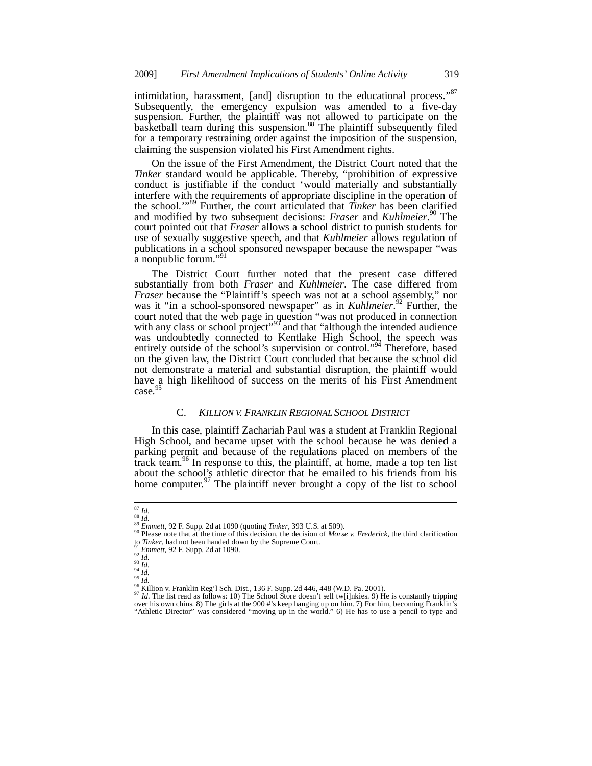intimidation, harassment, [and] disruption to the educational process."[87] Subsequently, the emergency expulsion was amended to a five-day suspension. Further, the plaintiff was not allowed to participate on the basketball team during this suspension.[88] The plaintiff subsequently filed for a temporary restraining order against the imposition of the suspension, claiming the suspension violated his First Amendment rights.

On the issue of the First Amendment, the District Court noted that the *Tinker* standard would be applicable. Thereby, "prohibition of expressive conduct is justifiable if the conduct 'would materially and substantially interfere with the requirements of appropriate discipline in the operation of the school.'"[89] Further, the court articulated that *Tinker* has been clarified and modified by two subsequent decisions: *Fraser* and *Kuhlmeier*.[90] The court pointed out that *Fraser* allows a school district to punish students for use of sexually suggestive speech, and that *Kuhlmeier* allows regulation of publications in a school sponsored newspaper because the newspaper "was a nonpublic forum."[91]

The District Court further noted that the present case differed substantially from both *Fraser* and *Kuhlmeier*. The case differed from *Fraser* because the "Plaintiff's speech was not at a school assembly," nor was it "in a school-sponsored newspaper" as in *Kuhlmeier*.[92] Further, the court noted that the web page in question "was not produced in connection with any class or school project"[93] and that "although the intended audience was undoubtedly connected to Kentlake High School, the speech was entirely outside of the school's supervision or control."[94] Therefore, based on the given law, the District Court concluded that because the school did not demonstrate a material and substantial disruption, the plaintiff would have a high likelihood of success on the merits of his First Amendment case.[95]

### C. *KILLION V. FRANKLIN REGIONAL SCHOOL DISTRICT*

In this case, plaintiff Zachariah Paul was a student at Franklin Regional High School, and became upset with the school because he was denied a parking permit and because of the regulations placed on members of the track team.[96] In response to this, the plaintiff, at home, made a top ten list about the school's athletic director that he emailed to his friends from his home computer.[97] The plaintiff never brought a copy of the list to school

---

[87] *Id.*
[88] *Id.*
[89] *Emmett*, 92 F. Supp. 2d at 1090 (quoting *Tinker*, 393 U.S. at 509).
[90] Please note that at the time of this decision, the decision of *Morse v. Frederick*, the third clarification to *Tinker*, had not been handed down by the Supreme Court.
[91] *Emmett*, 92 F. Supp. 2d at 1090.
[92] *Id.*
[93] *Id.*
[94] *Id.*
[95] *Id.*
[96] Killion v. Franklin Reg'l Sch. Dist., 136 F. Supp. 2d 446, 448 (W.D. Pa. 2001).
[97] *Id.* The list read as follows: 10) The School Store doesn't sell tw[i]nkies. 9) He is constantly tripping over his own chins. 8) The girls at the 900 #'s keep hanging up on him. 7) For him, becoming Franklin's "Athletic Director" was considered "moving up in the world." 6) He has to use a pencil to type and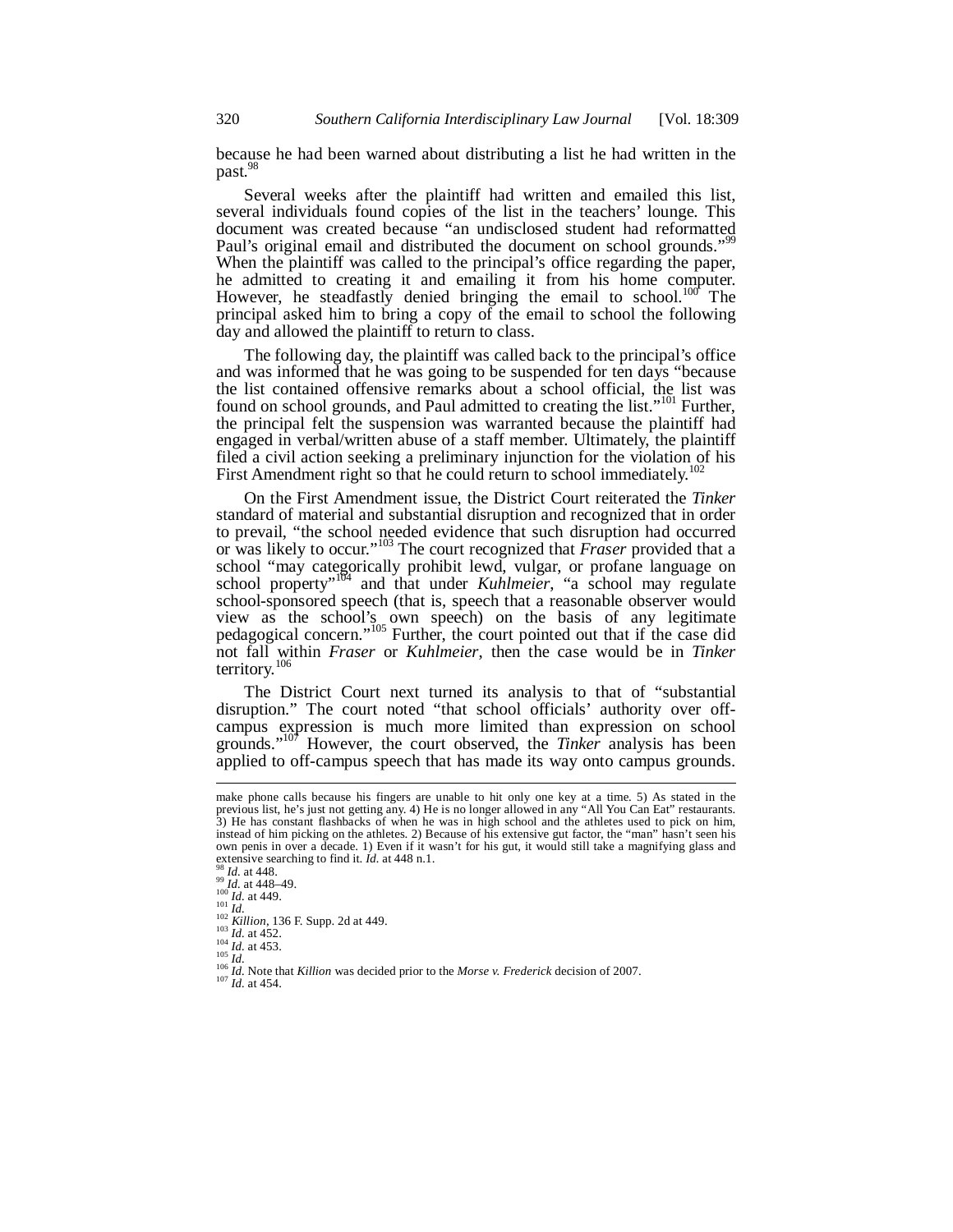because he had been warned about distributing a list he had written in the past.[98]

Several weeks after the plaintiff had written and emailed this list, several individuals found copies of the list in the teachers' lounge. This document was created because "an undisclosed student had reformatted Paul's original email and distributed the document on school grounds."[99] When the plaintiff was called to the principal's office regarding the paper, he admitted to creating it and emailing it from his home computer. However, he steadfastly denied bringing the email to school.[100] The principal asked him to bring a copy of the email to school the following day and allowed the plaintiff to return to class.

The following day, the plaintiff was called back to the principal's office and was informed that he was going to be suspended for ten days "because the list contained offensive remarks about a school official, the list was found on school grounds, and Paul admitted to creating the list."[101] Further, the principal felt the suspension was warranted because the plaintiff had engaged in verbal/written abuse of a staff member. Ultimately, the plaintiff filed a civil action seeking a preliminary injunction for the violation of his First Amendment right so that he could return to school immediately.[102]

On the First Amendment issue, the District Court reiterated the *Tinker* standard of material and substantial disruption and recognized that in order to prevail, "the school needed evidence that such disruption had occurred or was likely to occur."[103] The court recognized that *Fraser* provided that a school "may categorically prohibit lewd, vulgar, or profane language on school property"[104] and that under *Kuhlmeier*, "a school may regulate school-sponsored speech (that is, speech that a reasonable observer would view as the school's own speech) on the basis of any legitimate pedagogical concern."[105] Further, the court pointed out that if the case did not fall within *Fraser* or *Kuhlmeier*, then the case would be in *Tinker* territory.[106]

The District Court next turned its analysis to that of "substantial disruption." The court noted "that school officials' authority over off-campus expression is much more limited than expression on school grounds."[107] However, the court observed, the *Tinker* analysis has been applied to off-campus speech that has made its way onto campus grounds.

---

make phone calls because his fingers are unable to hit only one key at a time. 5) As stated in the previous list, he's just not getting any. 4) He is no longer allowed in any "All You Can Eat" restaurants. 3) He has constant flashbacks of when he was in high school and the athletes used to pick on him, instead of him picking on the athletes. 2) Because of his extensive gut factor, the "man" hasn't seen his own penis in over a decade. 1) Even if it wasn't for his gut, it would still take a magnifying glass and extensive searching to find it. *Id.* at 448 n.1.

[98] *Id.* at 448.

[99] *Id.* at 448–49.

[100] *Id.* at 449.

[101] *Id.*

[102] *Killion*, 136 F. Supp. 2d at 449.

[103] *Id.* at 452.

[104] *Id.* at 453.

[105] *Id.*

[106] *Id.* Note that *Killion* was decided prior to the *Morse v. Frederick* decision of 2007.

[107] *Id.* at 454.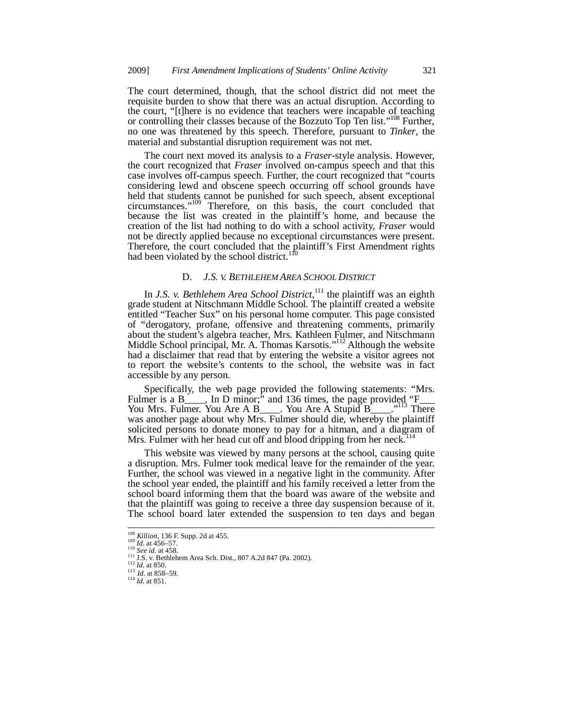The court determined, though, that the school district did not meet the requisite burden to show that there was an actual disruption. According to the court, "[t]here is no evidence that teachers were incapable of teaching or controlling their classes because of the Bozzuto Top Ten list."[108] Further, no one was threatened by this speech. Therefore, pursuant to *Tinker*, the material and substantial disruption requirement was not met.

The court next moved its analysis to a *Fraser*-style analysis. However, the court recognized that *Fraser* involved on-campus speech and that this case involves off-campus speech. Further, the court recognized that "courts considering lewd and obscene speech occurring off school grounds have held that students cannot be punished for such speech, absent exceptional circumstances."[109] Therefore, on this basis, the court concluded that because the list was created in the plaintiff's home, and because the creation of the list had nothing to do with a school activity, *Fraser* would not be directly applied because no exceptional circumstances were present. Therefore, the court concluded that the plaintiff's First Amendment rights had been violated by the school district.[110]

### D. *J.S. v. Bethlehem Area School District*

In *J.S. v. Bethlehem Area School District*,[111] the plaintiff was an eighth grade student at Nitschmann Middle School. The plaintiff created a website entitled "Teacher Sux" on his personal home computer. This page consisted of "derogatory, profane, offensive and threatening comments, primarily about the student's algebra teacher, Mrs. Kathleen Fulmer, and Nitschmann Middle School principal, Mr. A. Thomas Karsotis."[112] Although the website had a disclaimer that read that by entering the website a visitor agrees not to report the website's contents to the school, the website was in fact accessible by any person.

Specifically, the web page provided the following statements: "Mrs. Fulmer is a B____, In D minor;" and 136 times, the page provided "F___ You Mrs. Fulmer. You Are A B____. You Are A Stupid B____."[113] There was another page about why Mrs. Fulmer should die, whereby the plaintiff solicited persons to donate money to pay for a hitman, and a diagram of Mrs. Fulmer with her head cut off and blood dripping from her neck.[114]

This website was viewed by many persons at the school, causing quite a disruption. Mrs. Fulmer took medical leave for the remainder of the year. Further, the school was viewed in a negative light in the community. After the school year ended, the plaintiff and his family received a letter from the school board informing them that the board was aware of the website and that the plaintiff was going to receive a three day suspension because of it. The school board later extended the suspension to ten days and began

---

[108] *Killion*, 136 F. Supp. 2d at 455.
[109] *Id.* at 456–57.
[110] *See id.* at 458.
[111] J.S. v. Bethlehem Area Sch. Dist., 807 A.2d 847 (Pa. 2002).
[112] *Id.* at 850.
[113] *Id.* at 858–59.
[114] *Id.* at 851.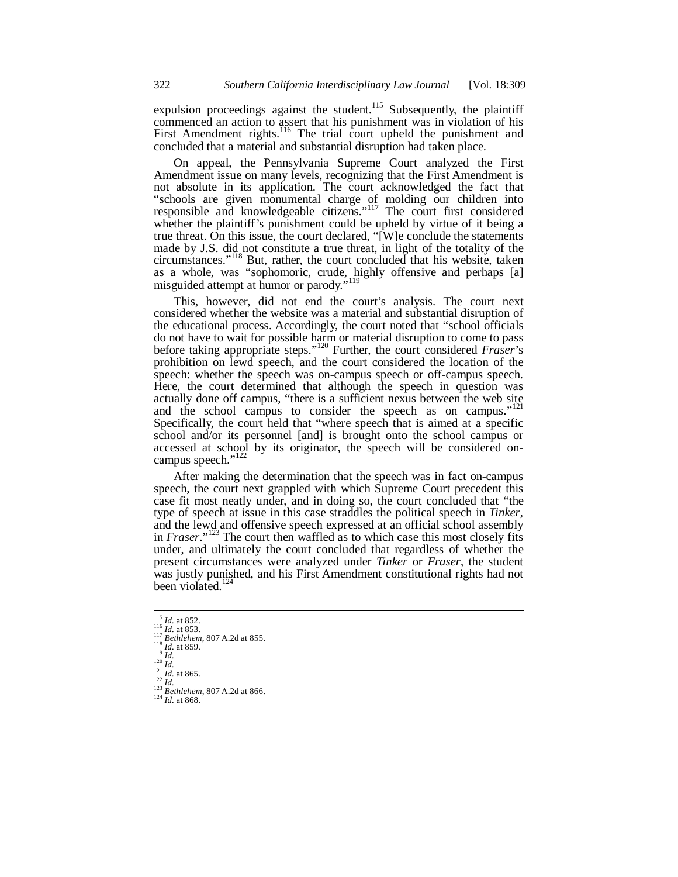expulsion proceedings against the student.[115] Subsequently, the plaintiff commenced an action to assert that his punishment was in violation of his First Amendment rights.[116] The trial court upheld the punishment and concluded that a material and substantial disruption had taken place.

On appeal, the Pennsylvania Supreme Court analyzed the First Amendment issue on many levels, recognizing that the First Amendment is not absolute in its application. The court acknowledged the fact that "schools are given monumental charge of molding our children into responsible and knowledgeable citizens."[117] The court first considered whether the plaintiff's punishment could be upheld by virtue of it being a true threat. On this issue, the court declared, "[W]e conclude the statements made by J.S. did not constitute a true threat, in light of the totality of the circumstances."[118] But, rather, the court concluded that his website, taken as a whole, was "sophomoric, crude, highly offensive and perhaps [a] misguided attempt at humor or parody."[119]

This, however, did not end the court's analysis. The court next considered whether the website was a material and substantial disruption of the educational process. Accordingly, the court noted that "school officials do not have to wait for possible harm or material disruption to come to pass before taking appropriate steps."[120] Further, the court considered *Fraser*'s prohibition on lewd speech, and the court considered the location of the speech: whether the speech was on-campus speech or off-campus speech. Here, the court determined that although the speech in question was actually done off campus, "there is a sufficient nexus between the web site and the school campus to consider the speech as on campus."[121] Specifically, the court held that "where speech that is aimed at a specific school and/or its personnel [and] is brought onto the school campus or accessed at school by its originator, the speech will be considered on-campus speech."[122]

After making the determination that the speech was in fact on-campus speech, the court next grappled with which Supreme Court precedent this case fit most neatly under, and in doing so, the court concluded that "the type of speech at issue in this case straddles the political speech in *Tinker*, and the lewd and offensive speech expressed at an official school assembly in *Fraser*."[123] The court then waffled as to which case this most closely fits under, and ultimately the court concluded that regardless of whether the present circumstances were analyzed under *Tinker* or *Fraser*, the student was justly punished, and his First Amendment constitutional rights had not been violated.[124]

---

[115] *Id.* at 852.
[116] *Id.* at 853.
[117] *Bethlehem*, 807 A.2d at 855.
[118] *Id.* at 859.
[119] *Id.*
[120] *Id.*
[121] *Id.* at 865.
[122] *Id.*
[123] *Bethlehem*, 807 A.2d at 866.
[124] *Id.* at 868.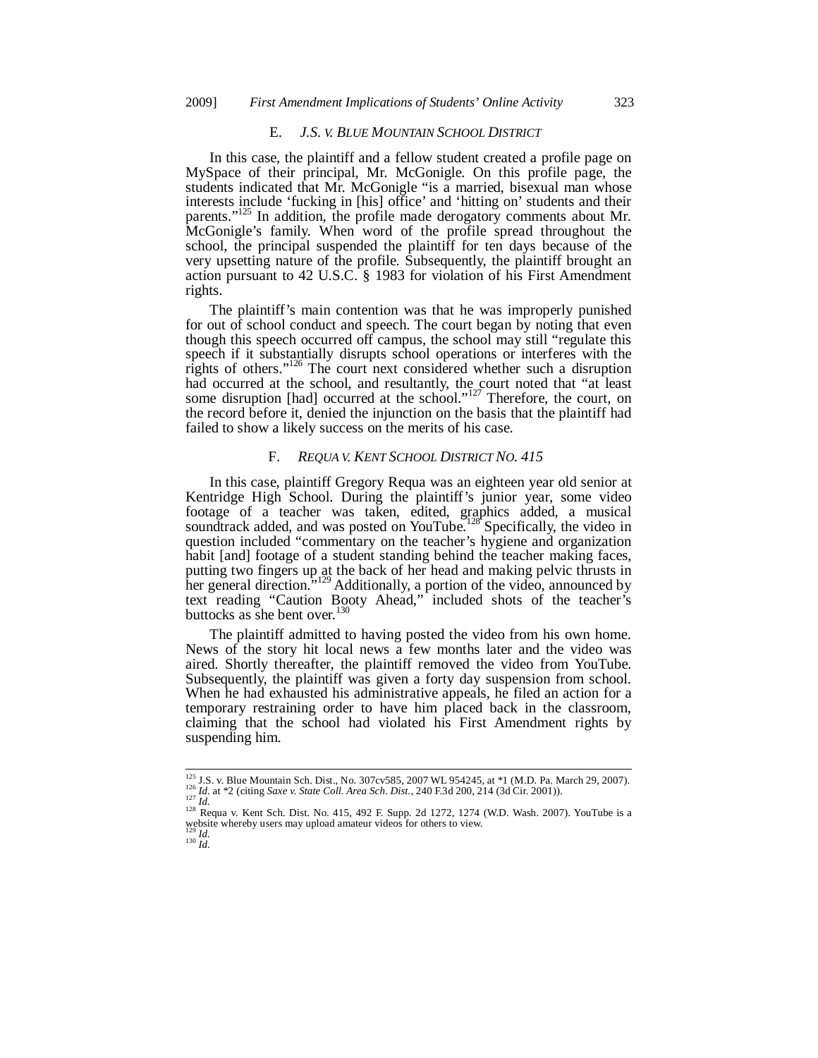### E. *J.S. v. Blue Mountain School District*

In this case, the plaintiff and a fellow student created a profile page on MySpace of their principal, Mr. McGonigle. On this profile page, the students indicated that Mr. McGonigle "is a married, bisexual man whose interests include 'fucking in [his] office' and 'hitting on' students and their parents."[125] In addition, the profile made derogatory comments about Mr. McGonigle's family. When word of the profile spread throughout the school, the principal suspended the plaintiff for ten days because of the very upsetting nature of the profile. Subsequently, the plaintiff brought an action pursuant to 42 U.S.C. § 1983 for violation of his First Amendment rights.

The plaintiff's main contention was that he was improperly punished for out of school conduct and speech. The court began by noting that even though this speech occurred off campus, the school may still "regulate this speech if it substantially disrupts school operations or interferes with the rights of others."[126] The court next considered whether such a disruption had occurred at the school, and resultantly, the court noted that "at least some disruption [had] occurred at the school."[127] Therefore, the court, on the record before it, denied the injunction on the basis that the plaintiff had failed to show a likely success on the merits of his case.

### F. *Requa v. Kent School District No. 415*

In this case, plaintiff Gregory Requa was an eighteen year old senior at Kentridge High School. During the plaintiff's junior year, some video footage of a teacher was taken, edited, graphics added, a musical soundtrack added, and was posted on YouTube.[128] Specifically, the video in question included "commentary on the teacher's hygiene and organization habit [and] footage of a student standing behind the teacher making faces, putting two fingers up at the back of her head and making pelvic thrusts in her general direction."[129] Additionally, a portion of the video, announced by text reading "Caution Booty Ahead," included shots of the teacher's buttocks as she bent over.[130]

The plaintiff admitted to having posted the video from his own home. News of the story hit local news a few months later and the video was aired. Shortly thereafter, the plaintiff removed the video from YouTube. Subsequently, the plaintiff was given a forty day suspension from school. When he had exhausted his administrative appeals, he filed an action for a temporary restraining order to have him placed back in the classroom, claiming that the school had violated his First Amendment rights by suspending him.

---

[125] J.S. v. Blue Mountain Sch. Dist., No. 307cv585, 2007 WL 954245, at *1 (M.D. Pa. March 29, 2007).
[126] *Id.* at *2 (citing *Saxe v. State Coll. Area Sch. Dist.*, 240 F.3d 200, 214 (3d Cir. 2001)).
[127] *Id.*
[128] Requa v. Kent Sch. Dist. No. 415, 492 F. Supp. 2d 1272, 1274 (W.D. Wash. 2007). YouTube is a website whereby users may upload amateur videos for others to view.
[129] *Id.*
[130] *Id.*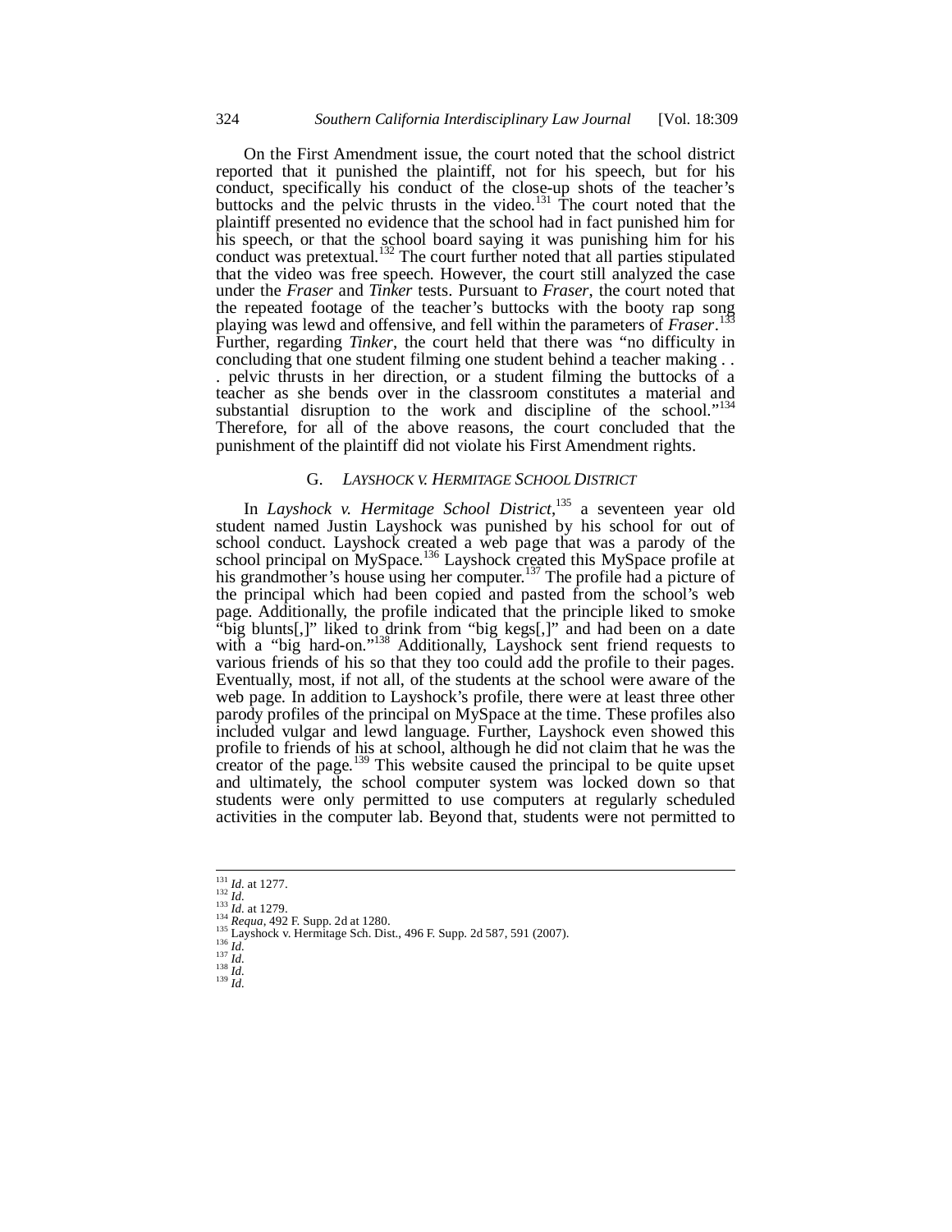On the First Amendment issue, the court noted that the school district reported that it punished the plaintiff, not for his speech, but for his conduct, specifically his conduct of the close-up shots of the teacher's buttocks and the pelvic thrusts in the video.[131] The court noted that the plaintiff presented no evidence that the school had in fact punished him for his speech, or that the school board saying it was punishing him for his conduct was pretextual.[132] The court further noted that all parties stipulated that the video was free speech. However, the court still analyzed the case under the *Fraser* and *Tinker* tests. Pursuant to *Fraser*, the court noted that the repeated footage of the teacher's buttocks with the booty rap song playing was lewd and offensive, and fell within the parameters of *Fraser*.[133] Further, regarding *Tinker*, the court held that there was "no difficulty in concluding that one student filming one student behind a teacher making . . . pelvic thrusts in her direction, or a student filming the buttocks of a teacher as she bends over in the classroom constitutes a material and substantial disruption to the work and discipline of the school."[134] Therefore, for all of the above reasons, the court concluded that the punishment of the plaintiff did not violate his First Amendment rights.

### G. *LAYSHOCK V. HERMITAGE SCHOOL DISTRICT*

In *Layshock v. Hermitage School District*,[135] a seventeen year old student named Justin Layshock was punished by his school for out of school conduct. Layshock created a web page that was a parody of the school principal on MySpace.[136] Layshock created this MySpace profile at his grandmother's house using her computer.[137] The profile had a picture of the principal which had been copied and pasted from the school's web page. Additionally, the profile indicated that the principle liked to smoke "big blunts[,]" liked to drink from "big kegs[,]" and had been on a date with a "big hard-on."[138] Additionally, Layshock sent friend requests to various friends of his so that they too could add the profile to their pages. Eventually, most, if not all, of the students at the school were aware of the web page. In addition to Layshock's profile, there were at least three other parody profiles of the principal on MySpace at the time. These profiles also included vulgar and lewd language. Further, Layshock even showed this profile to friends of his at school, although he did not claim that he was the creator of the page.[139] This website caused the principal to be quite upset and ultimately, the school computer system was locked down so that students were only permitted to use computers at regularly scheduled activities in the computer lab. Beyond that, students were not permitted to

---

[131] *Id.* at 1277.
[132] *Id.*
[133] *Id.* at 1279.
[134] *Requa*, 492 F. Supp. 2d at 1280.
[135] Layshock v. Hermitage Sch. Dist., 496 F. Supp. 2d 587, 591 (2007).
[136] *Id.*
[137] *Id.*
[138] *Id.*
[139] *Id.*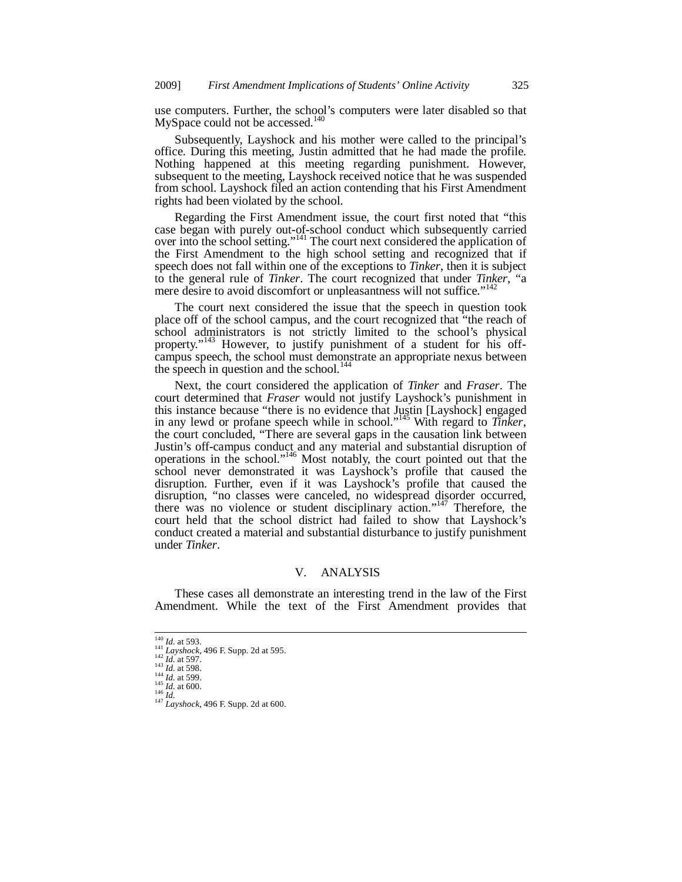use computers. Further, the school's computers were later disabled so that MySpace could not be accessed.[140]

Subsequently, Layshock and his mother were called to the principal's office. During this meeting, Justin admitted that he had made the profile. Nothing happened at this meeting regarding punishment. However, subsequent to the meeting, Layshock received notice that he was suspended from school. Layshock filed an action contending that his First Amendment rights had been violated by the school.

Regarding the First Amendment issue, the court first noted that "this case began with purely out-of-school conduct which subsequently carried over into the school setting."[141] The court next considered the application of the First Amendment to the high school setting and recognized that if speech does not fall within one of the exceptions to *Tinker*, then it is subject to the general rule of *Tinker*. The court recognized that under *Tinker*, "a mere desire to avoid discomfort or unpleasantness will not suffice."[142]

The court next considered the issue that the speech in question took place off of the school campus, and the court recognized that "the reach of school administrators is not strictly limited to the school's physical property."[143] However, to justify punishment of a student for his off-campus speech, the school must demonstrate an appropriate nexus between the speech in question and the school.[144]

Next, the court considered the application of *Tinker* and *Fraser*. The court determined that *Fraser* would not justify Layshock's punishment in this instance because "there is no evidence that Justin [Layshock] engaged in any lewd or profane speech while in school."[145] With regard to *Tinker*, the court concluded, "There are several gaps in the causation link between Justin's off-campus conduct and any material and substantial disruption of operations in the school."[146] Most notably, the court pointed out that the school never demonstrated it was Layshock's profile that caused the disruption. Further, even if it was Layshock's profile that caused the disruption, "no classes were canceled, no widespread disorder occurred, there was no violence or student disciplinary action."[147] Therefore, the court held that the school district had failed to show that Layshock's conduct created a material and substantial disturbance to justify punishment under *Tinker*.

## V. ANALYSIS

These cases all demonstrate an interesting trend in the law of the First Amendment. While the text of the First Amendment provides that

---

[140] *Id.* at 593.
[141] *Layshock*, 496 F. Supp. 2d at 595.
[142] *Id.* at 597.
[143] *Id.* at 598.
[144] *Id.* at 599.
[145] *Id.* at 600.
[146] *Id.*
[147] *Layshock*, 496 F. Supp. 2d at 600.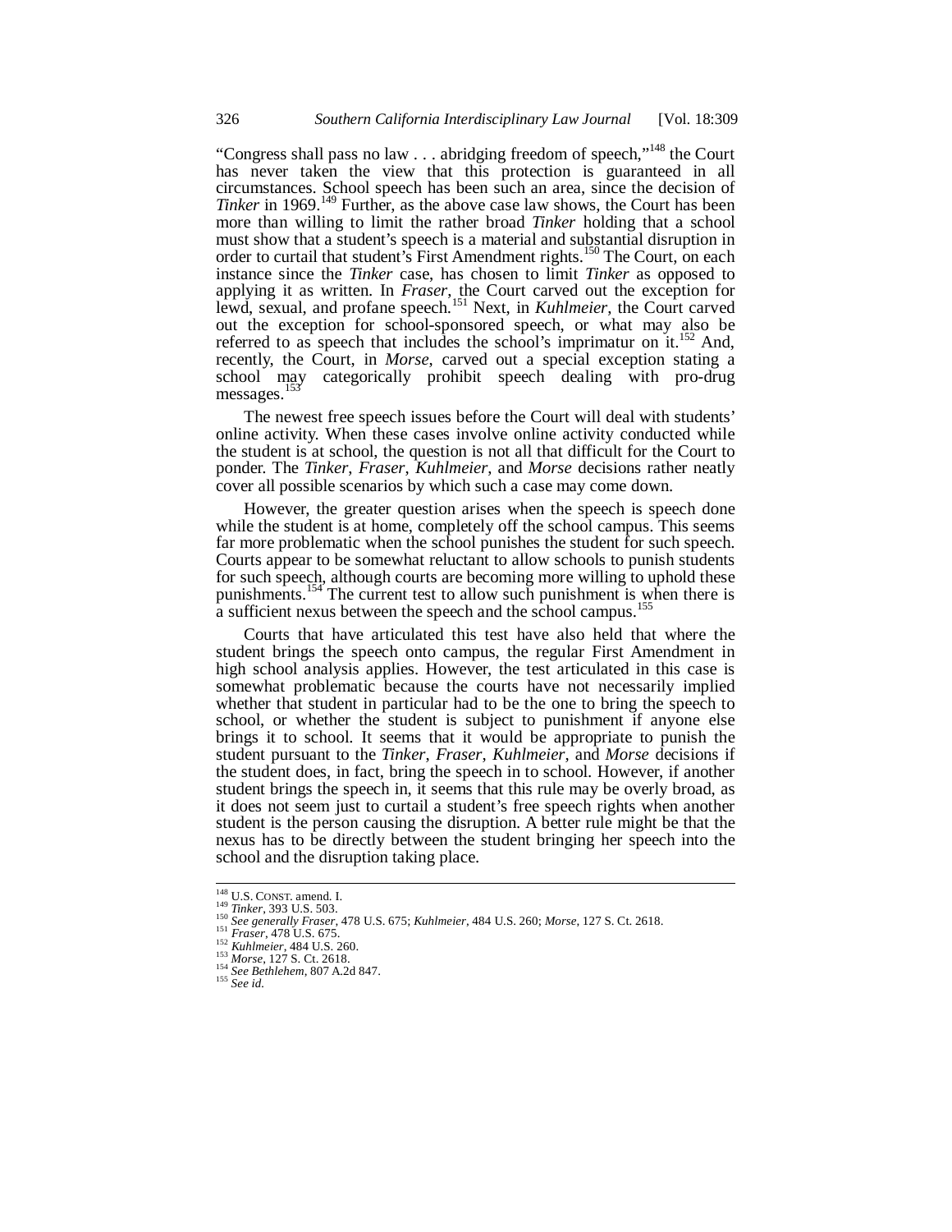"Congress shall pass no law . . . abridging freedom of speech,"[148] the Court has never taken the view that this protection is guaranteed in all circumstances. School speech has been such an area, since the decision of *Tinker* in 1969.[149] Further, as the above case law shows, the Court has been more than willing to limit the rather broad *Tinker* holding that a school must show that a student's speech is a material and substantial disruption in order to curtail that student's First Amendment rights.[150] The Court, on each instance since the *Tinker* case, has chosen to limit *Tinker* as opposed to applying it as written. In *Fraser*, the Court carved out the exception for lewd, sexual, and profane speech.[151] Next, in *Kuhlmeier*, the Court carved out the exception for school-sponsored speech, or what may also be referred to as speech that includes the school's imprimatur on it.[152] And, recently, the Court, in *Morse*, carved out a special exception stating a school may categorically prohibit speech dealing with pro-drug messages.[153]

The newest free speech issues before the Court will deal with students' online activity. When these cases involve online activity conducted while the student is at school, the question is not all that difficult for the Court to ponder. The *Tinker*, *Fraser*, *Kuhlmeier*, and *Morse* decisions rather neatly cover all possible scenarios by which such a case may come down.

However, the greater question arises when the speech is speech done while the student is at home, completely off the school campus. This seems far more problematic when the school punishes the student for such speech. Courts appear to be somewhat reluctant to allow schools to punish students for such speech, although courts are becoming more willing to uphold these punishments.[154] The current test to allow such punishment is when there is a sufficient nexus between the speech and the school campus.[155]

Courts that have articulated this test have also held that where the student brings the speech onto campus, the regular First Amendment in high school analysis applies. However, the test articulated in this case is somewhat problematic because the courts have not necessarily implied whether that student in particular had to be the one to bring the speech to school, or whether the student is subject to punishment if anyone else brings it to school. It seems that it would be appropriate to punish the student pursuant to the *Tinker*, *Fraser*, *Kuhlmeier*, and *Morse* decisions if the student does, in fact, bring the speech in to school. However, if another student brings the speech in, it seems that this rule may be overly broad, as it does not seem just to curtail a student's free speech rights when another student is the person causing the disruption. A better rule might be that the nexus has to be directly between the student bringing her speech into the school and the disruption taking place.

---

[148] U.S. CONST. amend. I.
[149] *Tinker*, 393 U.S. 503.
[150] *See generally Fraser*, 478 U.S. 675; *Kuhlmeier*, 484 U.S. 260; *Morse*, 127 S. Ct. 2618.
[151] *Fraser*, 478 U.S. 675.
[152] *Kuhlmeier*, 484 U.S. 260.
[153] *Morse*, 127 S. Ct. 2618.
[154] *See Bethlehem*, 807 A.2d 847.
[155] *See id.*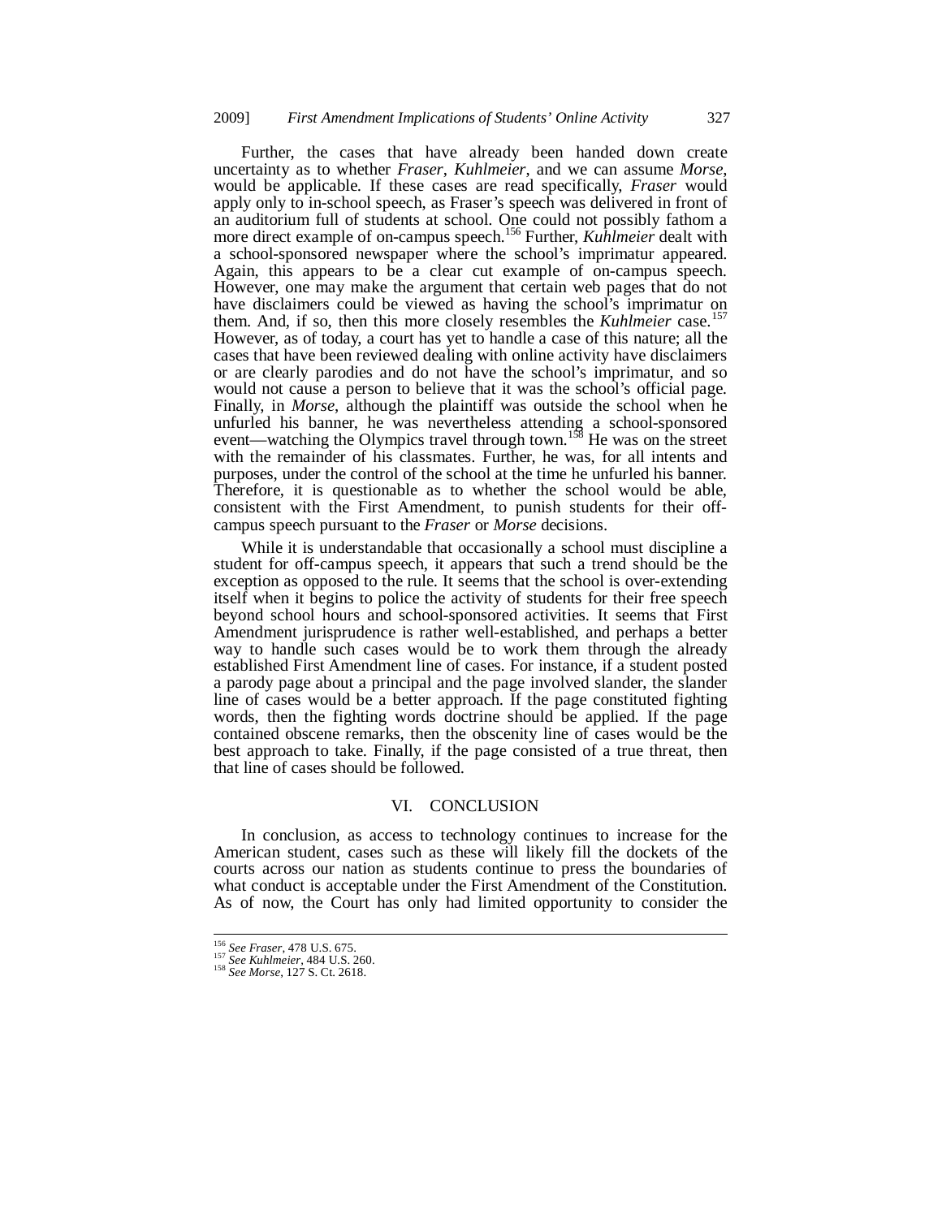Further, the cases that have already been handed down create uncertainty as to whether *Fraser*, *Kuhlmeier*, and we can assume *Morse*, would be applicable. If these cases are read specifically, *Fraser* would apply only to in-school speech, as Fraser's speech was delivered in front of an auditorium full of students at school. One could not possibly fathom a more direct example of on-campus speech.[156] Further, *Kuhlmeier* dealt with a school-sponsored newspaper where the school's imprimatur appeared. Again, this appears to be a clear cut example of on-campus speech. However, one may make the argument that certain web pages that do not have disclaimers could be viewed as having the school's imprimatur on them. And, if so, then this more closely resembles the *Kuhlmeier* case.[157] However, as of today, a court has yet to handle a case of this nature; all the cases that have been reviewed dealing with online activity have disclaimers or are clearly parodies and do not have the school's imprimatur, and so would not cause a person to believe that it was the school's official page. Finally, in *Morse*, although the plaintiff was outside the school when he unfurled his banner, he was nevertheless attending a school-sponsored event—watching the Olympics travel through town.[158] He was on the street with the remainder of his classmates. Further, he was, for all intents and purposes, under the control of the school at the time he unfurled his banner. Therefore, it is questionable as to whether the school would be able, consistent with the First Amendment, to punish students for their off-campus speech pursuant to the *Fraser* or *Morse* decisions.

While it is understandable that occasionally a school must discipline a student for off-campus speech, it appears that such a trend should be the exception as opposed to the rule. It seems that the school is over-extending itself when it begins to police the activity of students for their free speech beyond school hours and school-sponsored activities. It seems that First Amendment jurisprudence is rather well-established, and perhaps a better way to handle such cases would be to work them through the already established First Amendment line of cases. For instance, if a student posted a parody page about a principal and the page involved slander, the slander line of cases would be a better approach. If the page constituted fighting words, then the fighting words doctrine should be applied. If the page contained obscene remarks, then the obscenity line of cases would be the best approach to take. Finally, if the page consisted of a true threat, then that line of cases should be followed.

## VI. CONCLUSION

In conclusion, as access to technology continues to increase for the American student, cases such as these will likely fill the dockets of the courts across our nation as students continue to press the boundaries of what conduct is acceptable under the First Amendment of the Constitution. As of now, the Court has only had limited opportunity to consider the

---

[156] *See Fraser*, 478 U.S. 675.

[157] *See Kuhlmeier*, 484 U.S. 260.

[158] *See Morse*, 127 S. Ct. 2618.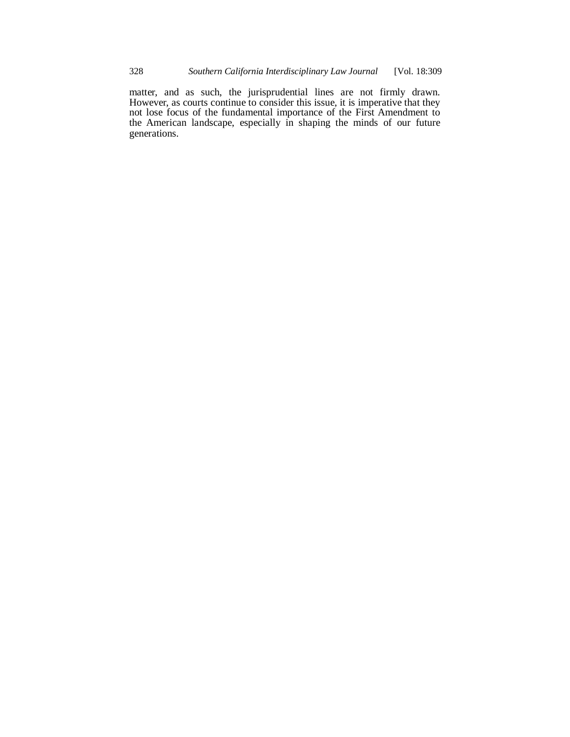matter, and as such, the jurisprudential lines are not firmly drawn. However, as courts continue to consider this issue, it is imperative that they not lose focus of the fundamental importance of the First Amendment to the American landscape, especially in shaping the minds of our future generations.